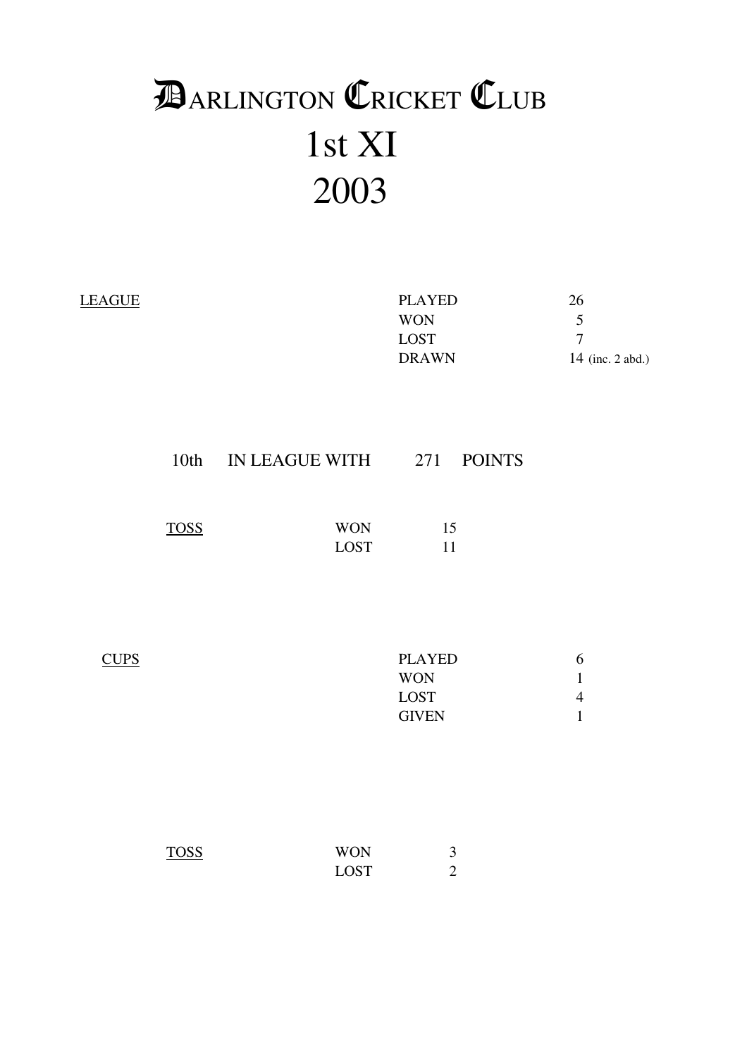# DARLINGTON CRICKET CLUB
# 1st XI
# 2003

LEAGUE

| | |
|---|---|
| PLAYED | 26 |
| WON | 5 |
| LOST | 7 |
| DRAWN | 14 (inc. 2 abd.) |

10th IN LEAGUE WITH 271 POINTS

TOSS

| | |
|---|---|
| WON | 15 |
| LOST | 11 |

CUPS

| | |
|---|---|
| PLAYED | 6 |
| WON | 1 |
| LOST | 4 |
| GIVEN | 1 |

TOSS

| | |
|---|---|
| WON | 3 |
| LOST | 2 |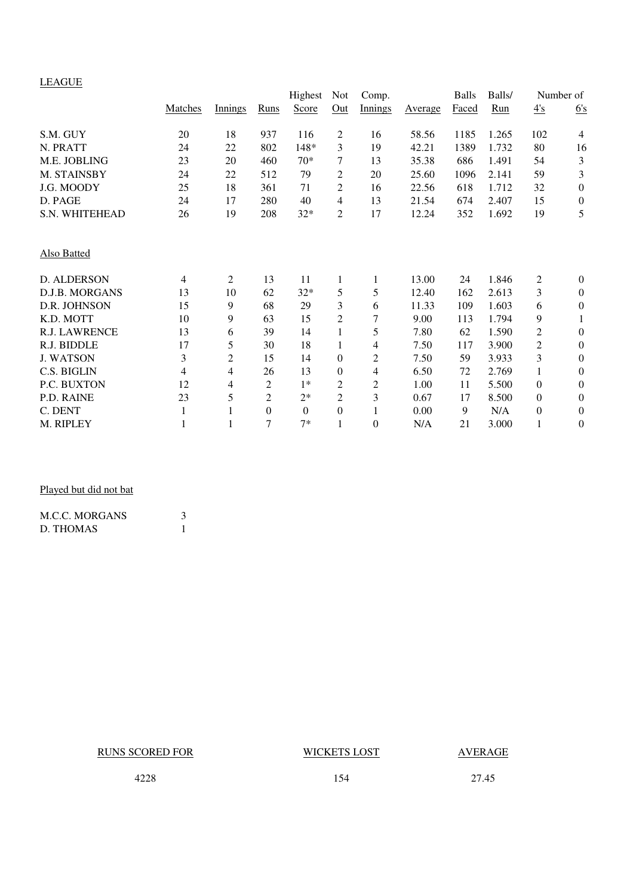LEAGUE

| | Matches | Innings | Runs | Highest Score | Not Out | Comp. Innings | Average | Balls Faced | Balls/ Run | Number of 4's | 6's |
|---|---|---|---|---|---|---|---|---|---|---|---|
| S.M. GUY | 20 | 18 | 937 | 116 | 2 | 16 | 58.56 | 1185 | 1.265 | 102 | 4 |
| N. PRATT | 24 | 22 | 802 | 148* | 3 | 19 | 42.21 | 1389 | 1.732 | 80 | 16 |
| M.E. JOBLING | 23 | 20 | 460 | 70* | 7 | 13 | 35.38 | 686 | 1.491 | 54 | 3 |
| M. STAINSBY | 24 | 22 | 512 | 79 | 2 | 20 | 25.60 | 1096 | 2.141 | 59 | 3 |
| J.G. MOODY | 25 | 18 | 361 | 71 | 2 | 16 | 22.56 | 618 | 1.712 | 32 | 0 |
| D. PAGE | 24 | 17 | 280 | 40 | 4 | 13 | 21.54 | 674 | 2.407 | 15 | 0 |
| S.N. WHITEHEAD | 26 | 19 | 208 | 32* | 2 | 17 | 12.24 | 352 | 1.692 | 19 | 5 |

Also Batted

| | Matches | Innings | Runs | Highest Score | Not Out | Comp. Innings | Average | Balls Faced | Balls/ Run | 4's | 6's |
|---|---|---|---|---|---|---|---|---|---|---|---|
| D. ALDERSON | 4 | 2 | 13 | 11 | 1 | 1 | 13.00 | 24 | 1.846 | 2 | 0 |
| D.J.B. MORGANS | 13 | 10 | 62 | 32* | 5 | 5 | 12.40 | 162 | 2.613 | 3 | 0 |
| D.R. JOHNSON | 15 | 9 | 68 | 29 | 3 | 6 | 11.33 | 109 | 1.603 | 6 | 0 |
| K.D. MOTT | 10 | 9 | 63 | 15 | 2 | 7 | 9.00 | 113 | 1.794 | 9 | 1 |
| R.J. LAWRENCE | 13 | 6 | 39 | 14 | 1 | 5 | 7.80 | 62 | 1.590 | 2 | 0 |
| R.J. BIDDLE | 17 | 5 | 30 | 18 | 1 | 4 | 7.50 | 117 | 3.900 | 2 | 0 |
| J. WATSON | 3 | 2 | 15 | 14 | 0 | 2 | 7.50 | 59 | 3.933 | 3 | 0 |
| C.S. BIGLIN | 4 | 4 | 26 | 13 | 0 | 4 | 6.50 | 72 | 2.769 | 1 | 0 |
| P.C. BUXTON | 12 | 4 | 2 | 1* | 2 | 2 | 1.00 | 11 | 5.500 | 0 | 0 |
| P.D. RAINE | 23 | 5 | 2 | 2* | 2 | 3 | 0.67 | 17 | 8.500 | 0 | 0 |
| C. DENT | 1 | 1 | 0 | 0 | 0 | 1 | 0.00 | 9 | N/A | 0 | 0 |
| M. RIPLEY | 1 | 1 | 7 | 7* | 1 | 0 | N/A | 21 | 3.000 | 1 | 0 |

Played but did not bat

| | |
|---|---|
| M.C.C. MORGANS | 3 |
| D. THOMAS | 1 |

| RUNS SCORED FOR | WICKETS LOST | AVERAGE |
|---|---|---|
| 4228 | 154 | 27.45 |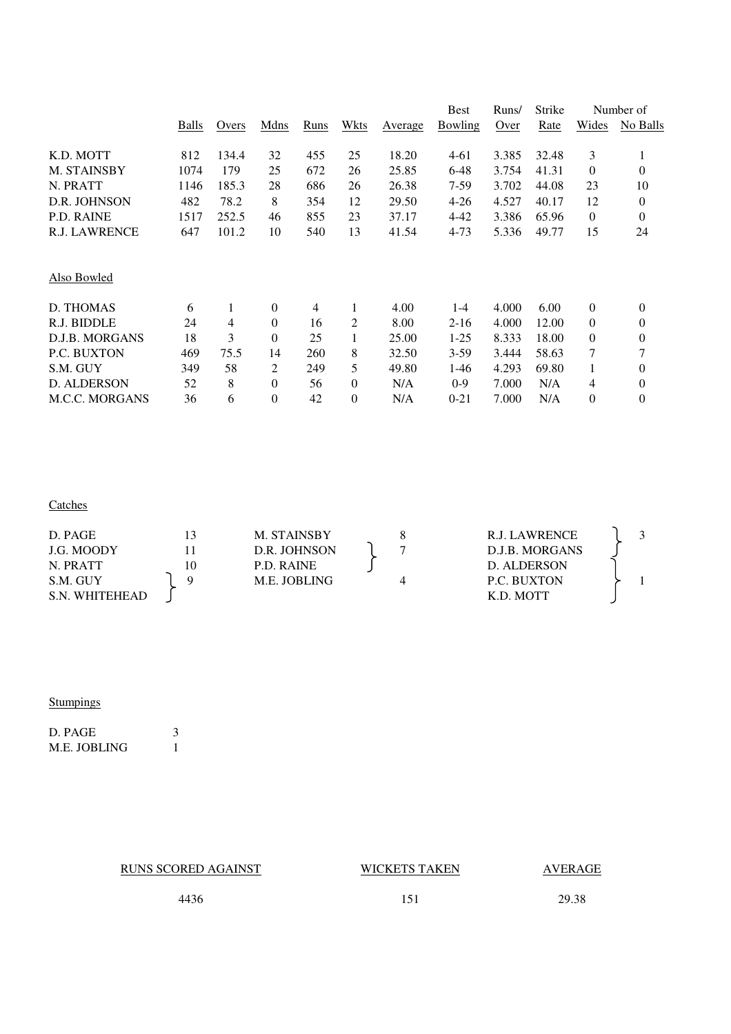| | Balls | Overs | Mdns | Runs | Wkts | Average | Best Bowling | Runs/ Over | Strike Rate | Number of Wides | No Balls |
|---|---|---|---|---|---|---|---|---|---|---|---|
| K.D. MOTT | 812 | 134.4 | 32 | 455 | 25 | 18.20 | 4-61 | 3.385 | 32.48 | 3 | 1 |
| M. STAINSBY | 1074 | 179 | 25 | 672 | 26 | 25.85 | 6-48 | 3.754 | 41.31 | 0 | 0 |
| N. PRATT | 1146 | 185.3 | 28 | 686 | 26 | 26.38 | 7-59 | 3.702 | 44.08 | 23 | 10 |
| D.R. JOHNSON | 482 | 78.2 | 8 | 354 | 12 | 29.50 | 4-26 | 4.527 | 40.17 | 12 | 0 |
| P.D. RAINE | 1517 | 252.5 | 46 | 855 | 23 | 37.17 | 4-42 | 3.386 | 65.96 | 0 | 0 |
| R.J. LAWRENCE | 647 | 101.2 | 10 | 540 | 13 | 41.54 | 4-73 | 5.336 | 49.77 | 15 | 24 |

Also Bowled

| | Balls | Overs | Mdns | Runs | Wkts | Average | Best Bowling | Runs/ Over | Strike Rate | Wides | No Balls |
|---|---|---|---|---|---|---|---|---|---|---|---|
| D. THOMAS | 6 | 1 | 0 | 4 | 1 | 4.00 | 1-4 | 4.000 | 6.00 | 0 | 0 |
| R.J. BIDDLE | 24 | 4 | 0 | 16 | 2 | 8.00 | 2-16 | 4.000 | 12.00 | 0 | 0 |
| D.J.B. MORGANS | 18 | 3 | 0 | 25 | 1 | 25.00 | 1-25 | 8.333 | 18.00 | 0 | 0 |
| P.C. BUXTON | 469 | 75.5 | 14 | 260 | 8 | 32.50 | 3-59 | 3.444 | 58.63 | 7 | 7 |
| S.M. GUY | 349 | 58 | 2 | 249 | 5 | 49.80 | 1-46 | 4.293 | 69.80 | 1 | 0 |
| D. ALDERSON | 52 | 8 | 0 | 56 | 0 | N/A | 0-9 | 7.000 | N/A | 4 | 0 |
| M.C.C. MORGANS | 36 | 6 | 0 | 42 | 0 | N/A | 0-21 | 7.000 | N/A | 0 | 0 |

Catches

| Player | Catches |
|---|---|
| D. PAGE | 13 |
| J.G. MOODY | 11 |
| N. PRATT | 10 |
| S.M. GUY | 9 |
| S.N. WHITEHEAD | 9 |
| M. STAINSBY | 8 |
| D.R. JOHNSON | 7 |
| P.D. RAINE | 7 |
| M.E. JOBLING | 4 |
| R.J. LAWRENCE | 3 |
| D.J.B. MORGANS | 3 |
| D. ALDERSON | 1 |
| P.C. BUXTON | 1 |
| K.D. MOTT | 1 |

Stumpings

| Player | Stumpings |
|---|---|
| D. PAGE | 3 |
| M.E. JOBLING | 1 |

| RUNS SCORED AGAINST | WICKETS TAKEN | AVERAGE |
|---|---|---|
| 4436 | 151 | 29.38 |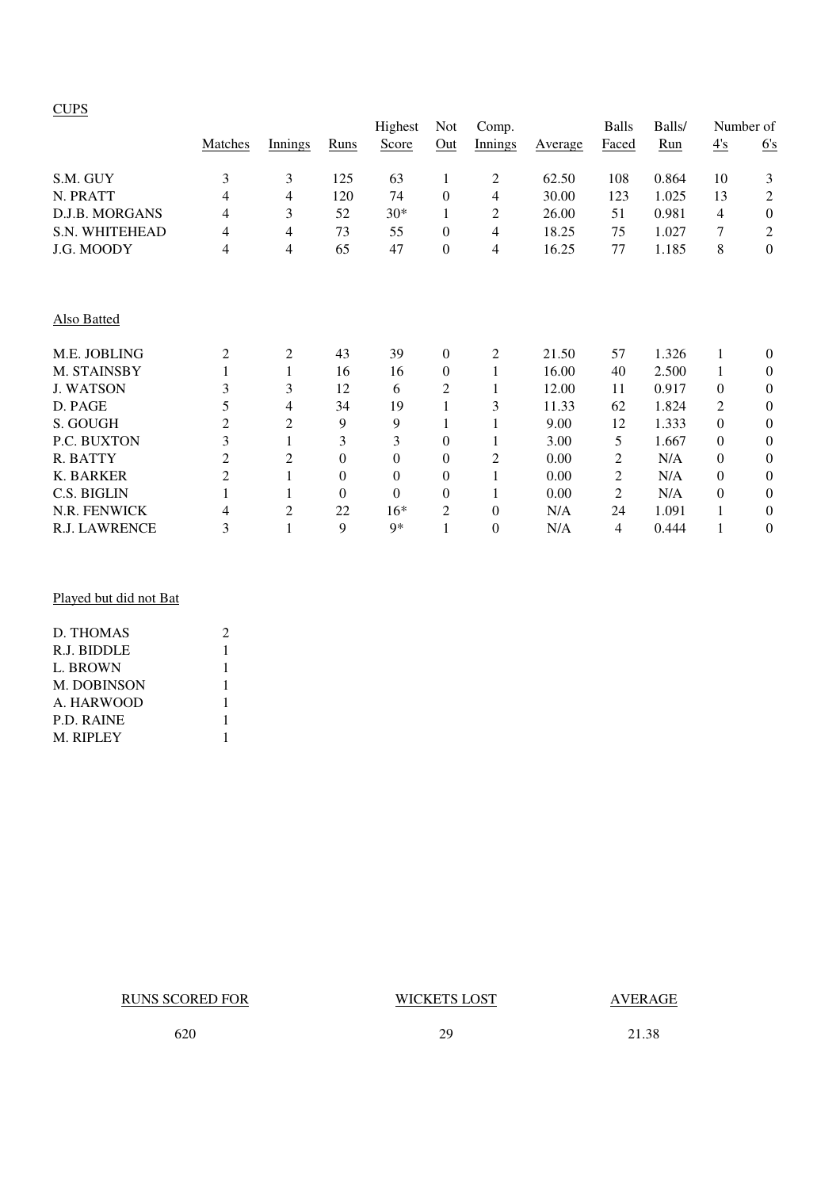CUPS

| | Matches | Innings | Runs | Highest Score | Not Out | Comp. Innings | Average | Balls Faced | Balls/ Run | Number of 4's | 6's |
|---|---|---|---|---|---|---|---|---|---|---|---|
| S.M. GUY | 3 | 3 | 125 | 63 | 1 | 2 | 62.50 | 108 | 0.864 | 10 | 3 |
| N. PRATT | 4 | 4 | 120 | 74 | 0 | 4 | 30.00 | 123 | 1.025 | 13 | 2 |
| D.J.B. MORGANS | 4 | 3 | 52 | 30* | 1 | 2 | 26.00 | 51 | 0.981 | 4 | 0 |
| S.N. WHITEHEAD | 4 | 4 | 73 | 55 | 0 | 4 | 18.25 | 75 | 1.027 | 7 | 2 |
| J.G. MOODY | 4 | 4 | 65 | 47 | 0 | 4 | 16.25 | 77 | 1.185 | 8 | 0 |

Also Batted

| | Matches | Innings | Runs | Highest Score | Not Out | Comp. Innings | Average | Balls Faced | Balls/ Run | 4's | 6's |
|---|---|---|---|---|---|---|---|---|---|---|---|
| M.E. JOBLING | 2 | 2 | 43 | 39 | 0 | 2 | 21.50 | 57 | 1.326 | 1 | 0 |
| M. STAINSBY | 1 | 1 | 16 | 16 | 0 | 1 | 16.00 | 40 | 2.500 | 1 | 0 |
| J. WATSON | 3 | 3 | 12 | 6 | 2 | 1 | 12.00 | 11 | 0.917 | 0 | 0 |
| D. PAGE | 5 | 4 | 34 | 19 | 1 | 3 | 11.33 | 62 | 1.824 | 2 | 0 |
| S. GOUGH | 2 | 2 | 9 | 9 | 1 | 1 | 9.00 | 12 | 1.333 | 0 | 0 |
| P.C. BUXTON | 3 | 1 | 3 | 3 | 0 | 1 | 3.00 | 5 | 1.667 | 0 | 0 |
| R. BATTY | 2 | 2 | 0 | 0 | 0 | 2 | 0.00 | 2 | N/A | 0 | 0 |
| K. BARKER | 2 | 1 | 0 | 0 | 0 | 1 | 0.00 | 2 | N/A | 0 | 0 |
| C.S. BIGLIN | 1 | 1 | 0 | 0 | 0 | 1 | 0.00 | 2 | N/A | 0 | 0 |
| N.R. FENWICK | 4 | 2 | 22 | 16* | 2 | 0 | N/A | 24 | 1.091 | 1 | 0 |
| R.J. LAWRENCE | 3 | 1 | 9 | 9* | 1 | 0 | N/A | 4 | 0.444 | 1 | 0 |

Played but did not Bat

| | |
|---|---|
| D. THOMAS | 2 |
| R.J. BIDDLE | 1 |
| L. BROWN | 1 |
| M. DOBINSON | 1 |
| A. HARWOOD | 1 |
| P.D. RAINE | 1 |
| M. RIPLEY | 1 |

| RUNS SCORED FOR | WICKETS LOST | AVERAGE |
|---|---|---|
| 620 | 29 | 21.38 |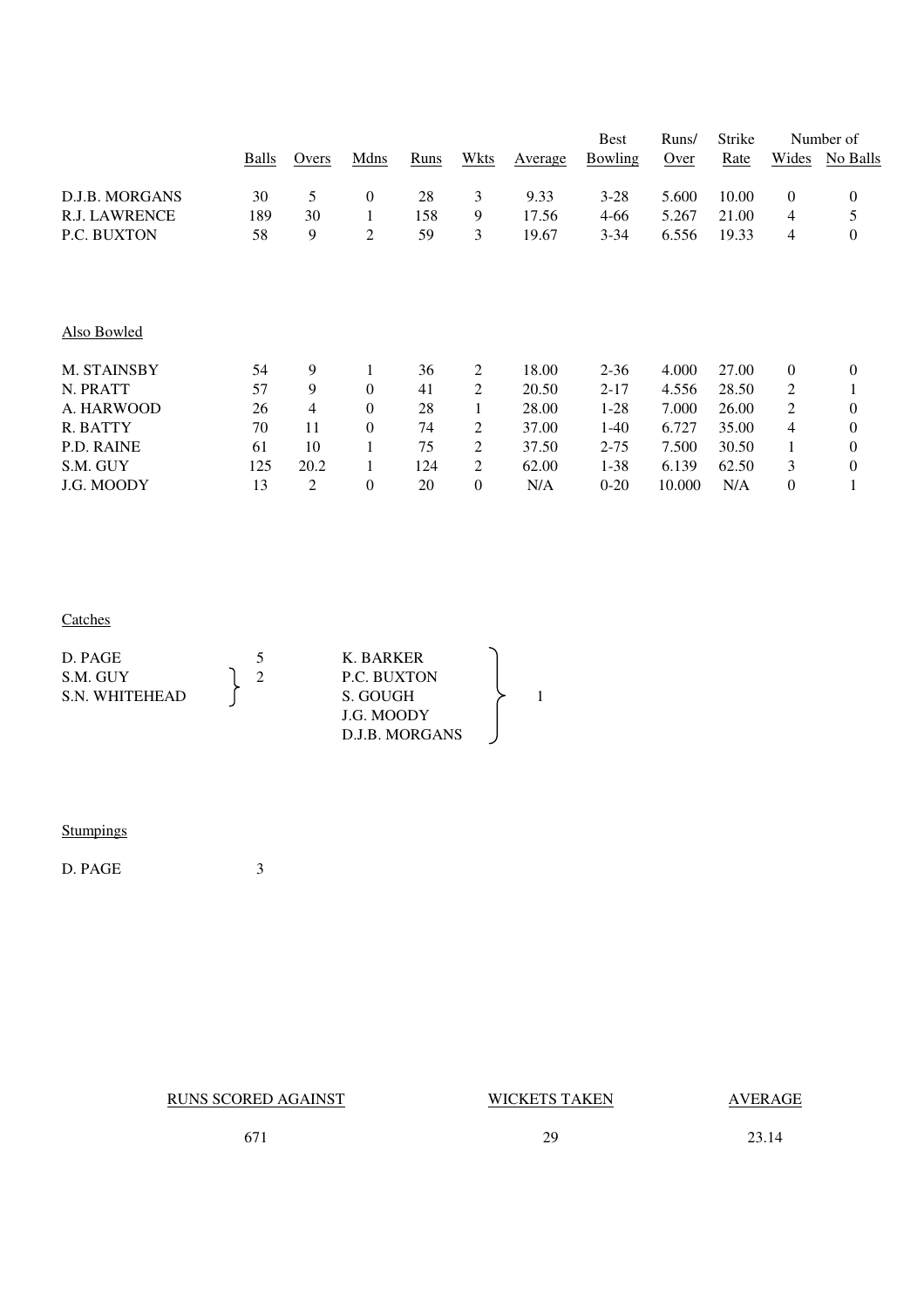| | Balls | Overs | Mdns | Runs | Wkts | Average | Best Bowling | Runs/ Over | Strike Rate | Number of Wides | No Balls |
|---|---|---|---|---|---|---|---|---|---|---|---|
| D.J.B. MORGANS | 30 | 5 | 0 | 28 | 3 | 9.33 | 3-28 | 5.600 | 10.00 | 0 | 0 |
| R.J. LAWRENCE | 189 | 30 | 1 | 158 | 9 | 17.56 | 4-66 | 5.267 | 21.00 | 4 | 5 |
| P.C. BUXTON | 58 | 9 | 2 | 59 | 3 | 19.67 | 3-34 | 6.556 | 19.33 | 4 | 0 |

Also Bowled

| | Balls | Overs | Mdns | Runs | Wkts | Average | Best Bowling | Runs/ Over | Strike Rate | Wides | No Balls |
|---|---|---|---|---|---|---|---|---|---|---|---|
| M. STAINSBY | 54 | 9 | 1 | 36 | 2 | 18.00 | 2-36 | 4.000 | 27.00 | 0 | 0 |
| N. PRATT | 57 | 9 | 0 | 41 | 2 | 20.50 | 2-17 | 4.556 | 28.50 | 2 | 1 |
| A. HARWOOD | 26 | 4 | 0 | 28 | 1 | 28.00 | 1-28 | 7.000 | 26.00 | 2 | 0 |
| R. BATTY | 70 | 11 | 0 | 74 | 2 | 37.00 | 1-40 | 6.727 | 35.00 | 4 | 0 |
| P.D. RAINE | 61 | 10 | 1 | 75 | 2 | 37.50 | 2-75 | 7.500 | 30.50 | 1 | 0 |
| S.M. GUY | 125 | 20.2 | 1 | 124 | 2 | 62.00 | 1-38 | 6.139 | 62.50 | 3 | 0 |
| J.G. MOODY | 13 | 2 | 0 | 20 | 0 | N/A | 0-20 | 10.000 | N/A | 0 | 1 |

Catches

| Player | Catches |
|---|---|
| D. PAGE | 5 |
| S.M. GUY | 2 |
| S.N. WHITEHEAD | 2 |
| K. BARKER | 1 |
| P.C. BUXTON | 1 |
| S. GOUGH | 1 |
| J.G. MOODY | 1 |
| D.J.B. MORGANS | 1 |

Stumpings

| Player | Stumpings |
|---|---|
| D. PAGE | 3 |

| RUNS SCORED AGAINST | WICKETS TAKEN | AVERAGE |
|---|---|---|
| 671 | 29 | 23.14 |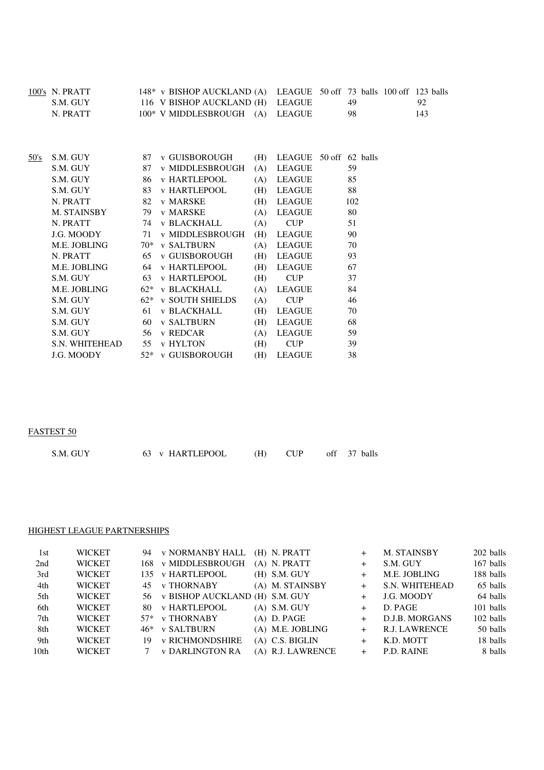## 100's

| Player | Score | Opponent | H/A | Competition | 50 off (balls) | 100 off (balls) |
|---|---|---|---|---|---|---|
| N. PRATT | 148* | v BISHOP AUCKLAND | (A) | LEAGUE | 50 off 73 balls | 100 off 123 balls |
| S.M. GUY | 116 | V BISHOP AUCKLAND | (H) | LEAGUE | 49 | 92 |
| N. PRATT | 100* | V MIDDLESBROUGH | (A) | LEAGUE | 98 | 143 |

## 50's

| Player | Score | Opponent | H/A | Competition | 50 off (balls) |
|---|---|---|---|---|---|
| S.M. GUY | 87 | v GUISBOROUGH | (H) | LEAGUE | 50 off 62 balls |
| S.M. GUY | 87 | v MIDDLESBROUGH | (A) | LEAGUE | 59 |
| S.M. GUY | 86 | v HARTLEPOOL | (A) | LEAGUE | 85 |
| S.M. GUY | 83 | v HARTLEPOOL | (H) | LEAGUE | 88 |
| N. PRATT | 82 | v MARSKE | (H) | LEAGUE | 102 |
| M. STAINSBY | 79 | v MARSKE | (A) | LEAGUE | 80 |
| N. PRATT | 74 | v BLACKHALL | (A) | CUP | 51 |
| J.G. MOODY | 71 | v MIDDLESBROUGH | (H) | LEAGUE | 90 |
| M.E. JOBLING | 70* | v SALTBURN | (A) | LEAGUE | 70 |
| N. PRATT | 65 | v GUISBOROUGH | (H) | LEAGUE | 93 |
| M.E. JOBLING | 64 | v HARTLEPOOL | (H) | LEAGUE | 67 |
| S.M. GUY | 63 | v HARTLEPOOL | (H) | CUP | 37 |
| M.E. JOBLING | 62* | v BLACKHALL | (A) | LEAGUE | 84 |
| S.M. GUY | 62* | v SOUTH SHIELDS | (A) | CUP | 46 |
| S.M. GUY | 61 | v BLACKHALL | (H) | LEAGUE | 70 |
| S.M. GUY | 60 | v SALTBURN | (H) | LEAGUE | 68 |
| S.M. GUY | 56 | v REDCAR | (A) | LEAGUE | 59 |
| S.N. WHITEHEAD | 55 | v HYLTON | (H) | CUP | 39 |
| J.G. MOODY | 52* | v GUISBOROUGH | (H) | LEAGUE | 38 |

## FASTEST 50

S.M. GUY 63 v HARTLEPOOL (H) CUP off 37 balls

## HIGHEST LEAGUE PARTNERSHIPS

| Wicket | | Runs | Opponent | H/A | Batsman | | Batsman | Balls |
|---|---|---|---|---|---|---|---|---|
| 1st | WICKET | 94 | v NORMANBY HALL | (H) | N. PRATT | + | M. STAINSBY | 202 balls |
| 2nd | WICKET | 168 | v MIDDLESBROUGH | (A) | N. PRATT | + | S.M. GUY | 167 balls |
| 3rd | WICKET | 135 | v HARTLEPOOL | (H) | S.M. GUY | + | M.E. JOBLING | 188 balls |
| 4th | WICKET | 45 | v THORNABY | (A) | M. STAINSBY | + | S.N. WHITEHEAD | 65 balls |
| 5th | WICKET | 56 | v BISHOP AUCKLAND | (H) | S.M. GUY | + | J.G. MOODY | 64 balls |
| 6th | WICKET | 80 | v HARTLEPOOL | (A) | S.M. GUY | + | D. PAGE | 101 balls |
| 7th | WICKET | 57* | v THORNABY | (A) | D. PAGE | + | D.J.B. MORGANS | 102 balls |
| 8th | WICKET | 46* | v SALTBURN | (A) | M.E. JOBLING | + | R.J. LAWRENCE | 50 balls |
| 9th | WICKET | 19 | v RICHMONDSHIRE | (A) | C.S. BIGLIN | + | K.D. MOTT | 18 balls |
| 10th | WICKET | 7 | v DARLINGTON RA | (A) | R.J. LAWRENCE | + | P.D. RAINE | 8 balls |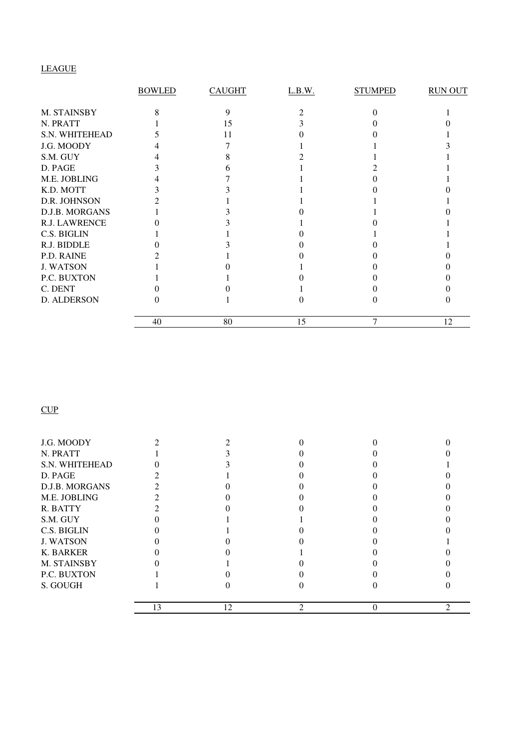LEAGUE

| | BOWLED | CAUGHT | L.B.W. | STUMPED | RUN OUT |
|---|---|---|---|---|---|
| M. STAINSBY | 8 | 9 | 2 | 0 | 1 |
| N. PRATT | 1 | 15 | 3 | 0 | 0 |
| S.N. WHITEHEAD | 5 | 11 | 0 | 0 | 1 |
| J.G. MOODY | 4 | 7 | 1 | 1 | 3 |
| S.M. GUY | 4 | 8 | 2 | 1 | 1 |
| D. PAGE | 3 | 6 | 1 | 2 | 1 |
| M.E. JOBLING | 4 | 7 | 1 | 0 | 1 |
| K.D. MOTT | 3 | 3 | 1 | 0 | 0 |
| D.R. JOHNSON | 2 | 1 | 1 | 1 | 1 |
| D.J.B. MORGANS | 1 | 3 | 0 | 1 | 0 |
| R.J. LAWRENCE | 0 | 3 | 1 | 0 | 1 |
| C.S. BIGLIN | 1 | 1 | 0 | 1 | 1 |
| R.J. BIDDLE | 0 | 3 | 0 | 0 | 1 |
| P.D. RAINE | 2 | 1 | 0 | 0 | 0 |
| J. WATSON | 1 | 0 | 1 | 0 | 0 |
| P.C. BUXTON | 1 | 1 | 0 | 0 | 0 |
| C. DENT | 0 | 0 | 1 | 0 | 0 |
| D. ALDERSON | 0 | 1 | 0 | 0 | 0 |
| | 40 | 80 | 15 | 7 | 12 |

CUP

| | BOWLED | CAUGHT | L.B.W. | STUMPED | RUN OUT |
|---|---|---|---|---|---|
| J.G. MOODY | 2 | 2 | 0 | 0 | 0 |
| N. PRATT | 1 | 3 | 0 | 0 | 0 |
| S.N. WHITEHEAD | 0 | 3 | 0 | 0 | 1 |
| D. PAGE | 2 | 1 | 0 | 0 | 0 |
| D.J.B. MORGANS | 2 | 0 | 0 | 0 | 0 |
| M.E. JOBLING | 2 | 0 | 0 | 0 | 0 |
| R. BATTY | 2 | 0 | 0 | 0 | 0 |
| S.M. GUY | 0 | 1 | 1 | 0 | 0 |
| C.S. BIGLIN | 0 | 1 | 0 | 0 | 0 |
| J. WATSON | 0 | 0 | 0 | 0 | 1 |
| K. BARKER | 0 | 0 | 1 | 0 | 0 |
| M. STAINSBY | 0 | 1 | 0 | 0 | 0 |
| P.C. BUXTON | 1 | 0 | 0 | 0 | 0 |
| S. GOUGH | 1 | 0 | 0 | 0 | 0 |
| | 13 | 12 | 2 | 0 | 2 |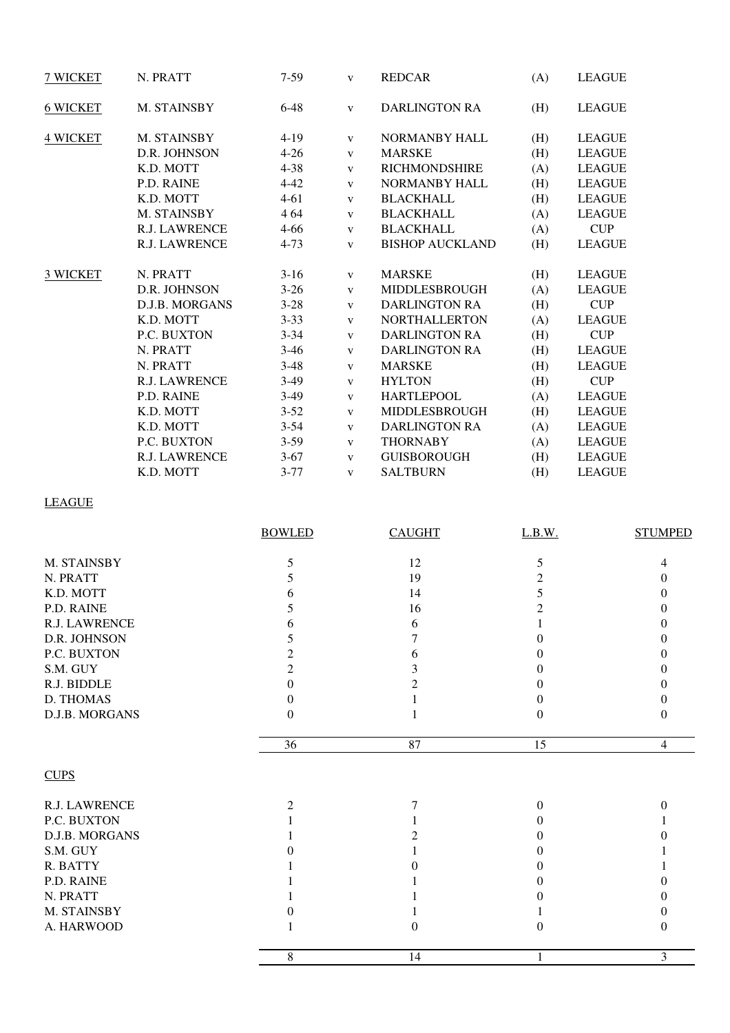| | | | | | | |
|---|---|---|---|---|---|---|
| 7 WICKET | N. PRATT | 7-59 | v | REDCAR | (A) | LEAGUE |
| 6 WICKET | M. STAINSBY | 6-48 | v | DARLINGTON RA | (H) | LEAGUE |
| 4 WICKET | M. STAINSBY | 4-19 | v | NORMANBY HALL | (H) | LEAGUE |
| | D.R. JOHNSON | 4-26 | v | MARSKE | (H) | LEAGUE |
| | K.D. MOTT | 4-38 | v | RICHMONDSHIRE | (A) | LEAGUE |
| | P.D. RAINE | 4-42 | v | NORMANBY HALL | (H) | LEAGUE |
| | K.D. MOTT | 4-61 | v | BLACKHALL | (H) | LEAGUE |
| | M. STAINSBY | 4 64 | v | BLACKHALL | (A) | LEAGUE |
| | R.J. LAWRENCE | 4-66 | v | BLACKHALL | (A) | CUP |
| | R.J. LAWRENCE | 4-73 | v | BISHOP AUCKLAND | (H) | LEAGUE |
| 3 WICKET | N. PRATT | 3-16 | v | MARSKE | (H) | LEAGUE |
| | D.R. JOHNSON | 3-26 | v | MIDDLESBROUGH | (A) | LEAGUE |
| | D.J.B. MORGANS | 3-28 | v | DARLINGTON RA | (H) | CUP |
| | K.D. MOTT | 3-33 | v | NORTHALLERTON | (A) | LEAGUE |
| | P.C. BUXTON | 3-34 | v | DARLINGTON RA | (H) | CUP |
| | N. PRATT | 3-46 | v | DARLINGTON RA | (H) | LEAGUE |
| | N. PRATT | 3-48 | v | MARSKE | (H) | LEAGUE |
| | R.J. LAWRENCE | 3-49 | v | HYLTON | (H) | CUP |
| | P.D. RAINE | 3-49 | v | HARTLEPOOL | (A) | LEAGUE |
| | K.D. MOTT | 3-52 | v | MIDDLESBROUGH | (H) | LEAGUE |
| | K.D. MOTT | 3-54 | v | DARLINGTON RA | (A) | LEAGUE |
| | P.C. BUXTON | 3-59 | v | THORNABY | (A) | LEAGUE |
| | R.J. LAWRENCE | 3-67 | v | GUISBOROUGH | (H) | LEAGUE |
| | K.D. MOTT | 3-77 | v | SALTBURN | (H) | LEAGUE |

LEAGUE

| | BOWLED | CAUGHT | L.B.W. | STUMPED |
|---|---|---|---|---|
| M. STAINSBY | 5 | 12 | 5 | 4 |
| N. PRATT | 5 | 19 | 2 | 0 |
| K.D. MOTT | 6 | 14 | 5 | 0 |
| P.D. RAINE | 5 | 16 | 2 | 0 |
| R.J. LAWRENCE | 6 | 6 | 1 | 0 |
| D.R. JOHNSON | 5 | 7 | 0 | 0 |
| P.C. BUXTON | 2 | 6 | 0 | 0 |
| S.M. GUY | 2 | 3 | 0 | 0 |
| R.J. BIDDLE | 0 | 2 | 0 | 0 |
| D. THOMAS | 0 | 1 | 0 | 0 |
| D.J.B. MORGANS | 0 | 1 | 0 | 0 |
| | 36 | 87 | 15 | 4 |

CUPS

| | BOWLED | CAUGHT | L.B.W. | STUMPED |
|---|---|---|---|---|
| R.J. LAWRENCE | 2 | 7 | 0 | 0 |
| P.C. BUXTON | 1 | 1 | 0 | 1 |
| D.J.B. MORGANS | 1 | 2 | 0 | 0 |
| S.M. GUY | 0 | 1 | 0 | 1 |
| R. BATTY | 1 | 0 | 0 | 1 |
| P.D. RAINE | 1 | 1 | 0 | 0 |
| N. PRATT | 1 | 1 | 0 | 0 |
| M. STAINSBY | 0 | 1 | 1 | 0 |
| A. HARWOOD | 1 | 0 | 0 | 0 |
| | 8 | 14 | 1 | 3 |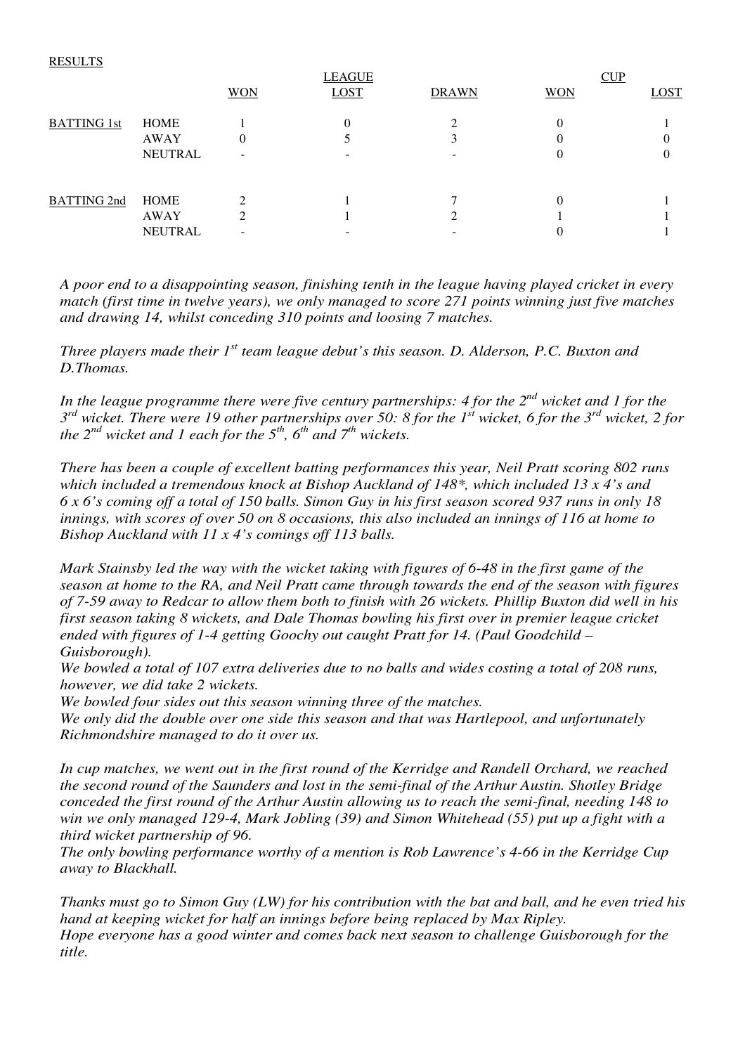RESULTS

| | | LEAGUE | | | CUP | |
|---|---|---|---|---|---|---|
| | | WON | LOST | DRAWN | WON | LOST |
| BATTING 1st | HOME | 1 | 0 | 2 | 0 | 1 |
| | AWAY | 0 | 5 | 3 | 0 | 0 |
| | NEUTRAL | - | - | - | 0 | 0 |
| BATTING 2nd | HOME | 2 | 1 | 7 | 0 | 1 |
| | AWAY | 2 | 1 | 2 | 1 | 1 |
| | NEUTRAL | - | - | - | 0 | 1 |

*A poor end to a disappointing season, finishing tenth in the league having played cricket in every match (first time in twelve years), we only managed to score 271 points winning just five matches and drawing 14, whilst conceding 310 points and loosing 7 matches.*

*Three players made their 1st team league debut's this season. D. Alderson, P.C. Buxton and D.Thomas.*

*In the league programme there were five century partnerships: 4 for the 2nd wicket and 1 for the 3rd wicket. There were 19 other partnerships over 50: 8 for the 1st wicket, 6 for the 3rd wicket, 2 for the 2nd wicket and 1 each for the 5th, 6th and 7th wickets.*

*There has been a couple of excellent batting performances this year, Neil Pratt scoring 802 runs which included a tremendous knock at Bishop Auckland of 148*, which included 13 x 4's and 6 x 6's coming off a total of 150 balls. Simon Guy in his first season scored 937 runs in only 18 innings, with scores of over 50 on 8 occasions, this also included an innings of 116 at home to Bishop Auckland with 11 x 4's comings off 113 balls.*

*Mark Stainsby led the way with the wicket taking with figures of 6-48 in the first game of the season at home to the RA, and Neil Pratt came through towards the end of the season with figures of 7-59 away to Redcar to allow them both to finish with 26 wickets. Phillip Buxton did well in his first season taking 8 wickets, and Dale Thomas bowling his first over in premier league cricket ended with figures of 1-4 getting Goochy out caught Pratt for 14. (Paul Goodchild – Guisborough).*

*We bowled a total of 107 extra deliveries due to no balls and wides costing a total of 208 runs, however, we did take 2 wickets.*

*We bowled four sides out this season winning three of the matches.*

*We only did the double over one side this season and that was Hartlepool, and unfortunately Richmondshire managed to do it over us.*

*In cup matches, we went out in the first round of the Kerridge and Randell Orchard, we reached the second round of the Saunders and lost in the semi-final of the Arthur Austin. Shotley Bridge conceded the first round of the Arthur Austin allowing us to reach the semi-final, needing 148 to win we only managed 129-4, Mark Jobling (39) and Simon Whitehead (55) put up a fight with a third wicket partnership of 96.*

*The only bowling performance worthy of a mention is Rob Lawrence's 4-66 in the Kerridge Cup away to Blackhall.*

*Thanks must go to Simon Guy (LW) for his contribution with the bat and ball, and he even tried his hand at keeping wicket for half an innings before being replaced by Max Ripley.*

*Hope everyone has a good winter and comes back next season to challenge Guisborough for the title.*